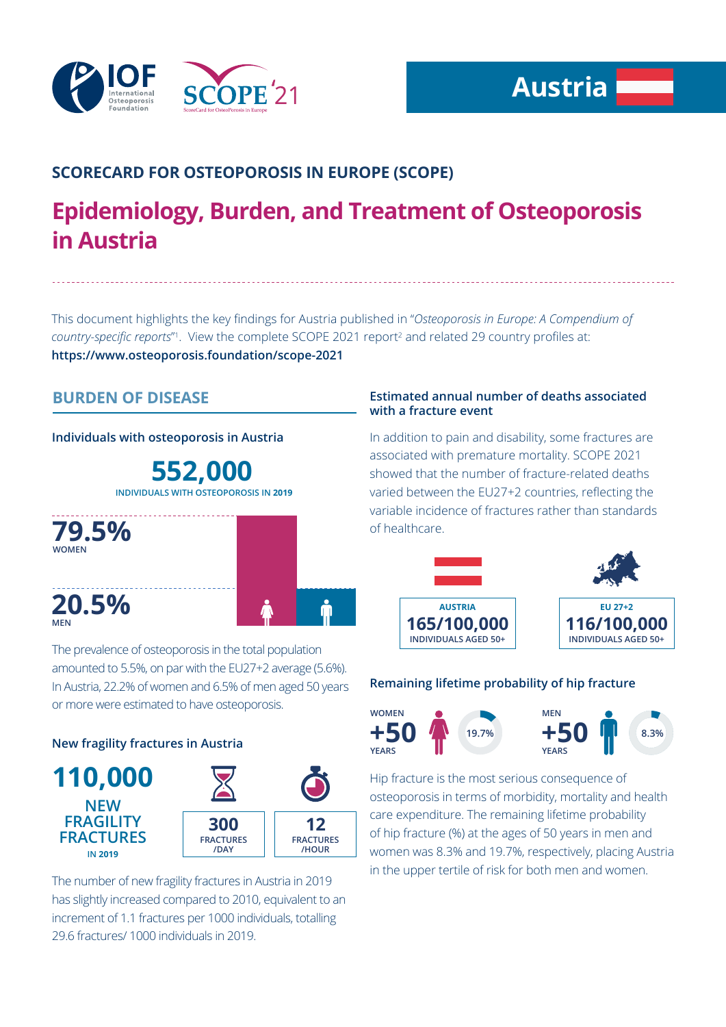IOF International Osteoporosis Foundation

SCOPE '21 ScoreCard for OsteoPorosis in Europe

**Austria**

## SCORECARD FOR OSTEOPOROSIS IN EUROPE (SCOPE)

# Epidemiology, Burden, and Treatment of Osteoporosis in Austria

This document highlights the key findings for Austria published in "*Osteoporosis in Europe: A Compendium of country-specific reports*"[1]. View the complete SCOPE 2021 report[2] and related 29 country profiles at:
**https://www.osteoporosis.foundation/scope-2021**

## BURDEN OF DISEASE

### Individuals with osteoporosis in Austria

**552,000**
INDIVIDUALS WITH OSTEOPOROSIS IN 2019

**79.5%** WOMEN

**20.5%** MEN

The prevalence of osteoporosis in the total population amounted to 5.5%, on par with the EU27+2 average (5.6%). In Austria, 22.2% of women and 6.5% of men aged 50 years or more were estimated to have osteoporosis.

### New fragility fractures in Austria

**110,000**
NEW FRAGILITY FRACTURES IN 2019

**300** FRACTURES /DAY

**12** FRACTURES /HOUR

The number of new fragility fractures in Austria in 2019 has slightly increased compared to 2010, equivalent to an increment of 1.1 fractures per 1000 individuals, totalling 29.6 fractures/ 1000 individuals in 2019.

### Estimated annual number of deaths associated with a fracture event

In addition to pain and disability, some fractures are associated with premature mortality. SCOPE 2021 showed that the number of fracture-related deaths varied between the EU27+2 countries, reflecting the variable incidence of fractures rather than standards of healthcare.

| AUSTRIA | EU 27+2 |
|---|---|
| **165/100,000** INDIVIDUALS AGED 50+ | **116/100,000** INDIVIDUALS AGED 50+ |

### Remaining lifetime probability of hip fracture

WOMEN +50 YEARS: 19.7%

MEN +50 YEARS: 8.3%

Hip fracture is the most serious consequence of osteoporosis in terms of morbidity, mortality and health care expenditure. The remaining lifetime probability of hip fracture (%) at the ages of 50 years in men and women was 8.3% and 19.7%, respectively, placing Austria in the upper tertile of risk for both men and women.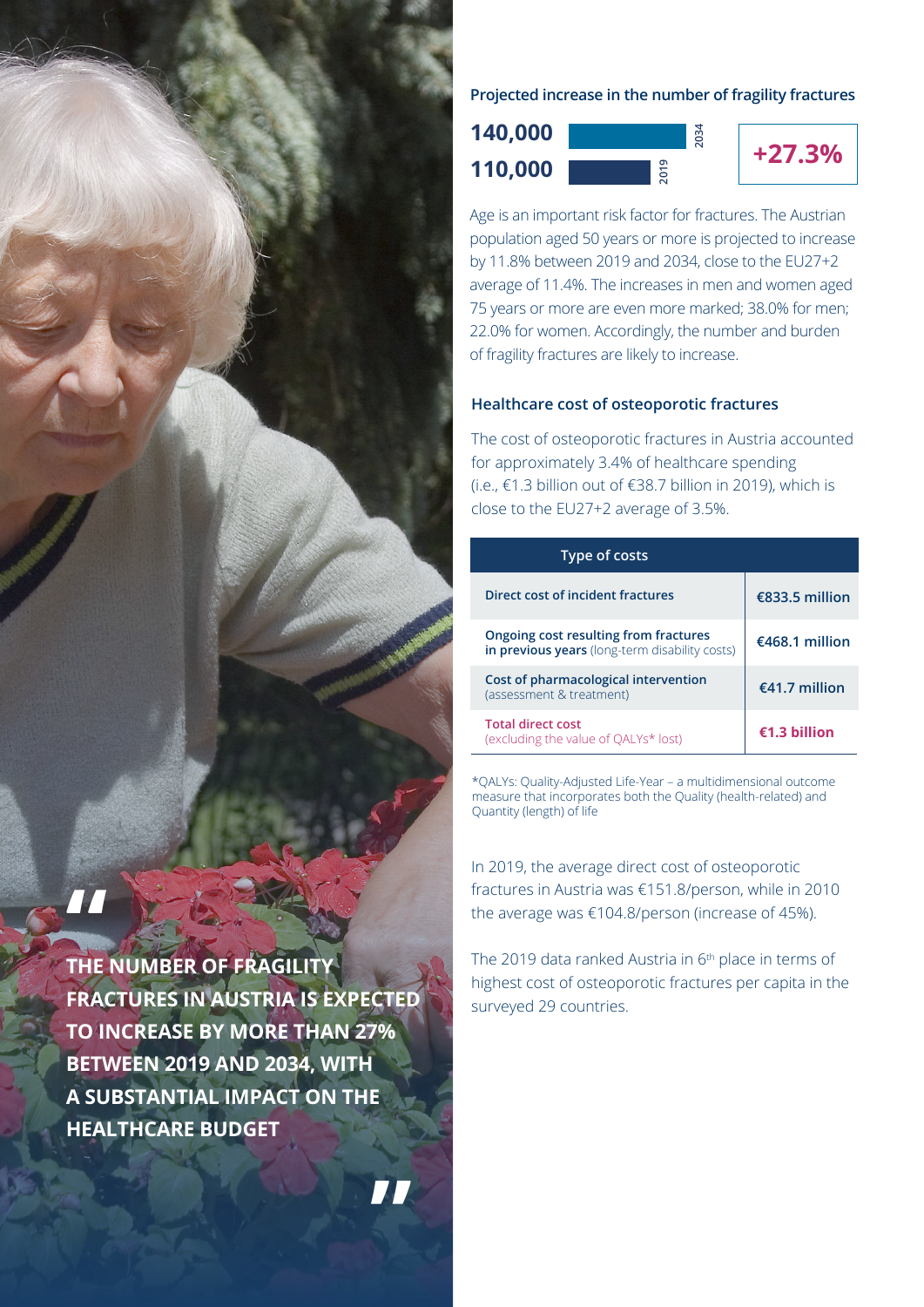> THE NUMBER OF FRAGILITY FRACTURES IN AUSTRIA IS EXPECTED TO INCREASE BY MORE THAN 27% BETWEEN 2019 AND 2034, WITH A SUBSTANTIAL IMPACT ON THE HEALTHCARE BUDGET

### Projected increase in the number of fragility fractures

| Year | Number of fragility fractures |
|---|---|
| 2034 | 140,000 |
| 2019 | 110,000 |

**+27.3%**

Age is an important risk factor for fractures. The Austrian population aged 50 years or more is projected to increase by 11.8% between 2019 and 2034, close to the EU27+2 average of 11.4%. The increases in men and women aged 75 years or more are even more marked; 38.0% for men; 22.0% for women. Accordingly, the number and burden of fragility fractures are likely to increase.

### Healthcare cost of osteoporotic fractures

The cost of osteoporotic fractures in Austria accounted for approximately 3.4% of healthcare spending (i.e., €1.3 billion out of €38.7 billion in 2019), which is close to the EU27+2 average of 3.5%.

| Type of costs | |
|---|---|
| **Direct cost of incident fractures** | **€833.5 million** |
| **Ongoing cost resulting from fractures in previous years** (long-term disability costs) | **€468.1 million** |
| **Cost of pharmacological intervention** (assessment & treatment) | **€41.7 million** |
| **Total direct cost** (excluding the value of QALYs* lost) | **€1.3 billion** |

*QALYs: Quality-Adjusted Life-Year – a multidimensional outcome measure that incorporates both the Quality (health-related) and Quantity (length) of life

In 2019, the average direct cost of osteoporotic fractures in Austria was €151.8/person, while in 2010 the average was €104.8/person (increase of 45%).

The 2019 data ranked Austria in 6th place in terms of highest cost of osteoporotic fractures per capita in the surveyed 29 countries.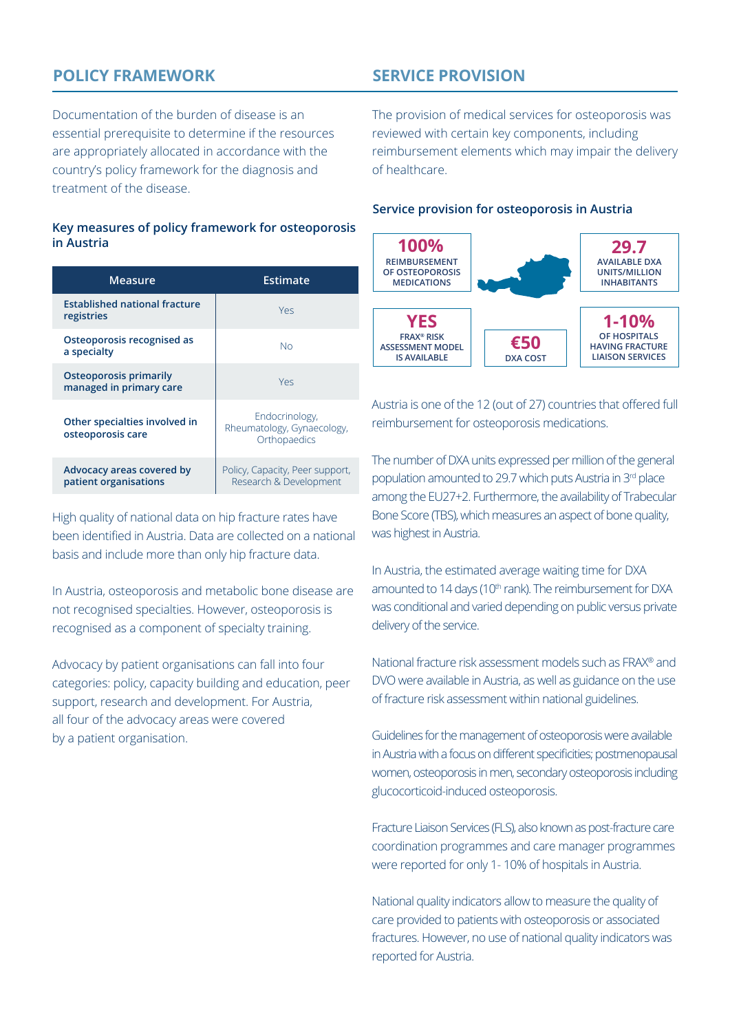## POLICY FRAMEWORK

Documentation of the burden of disease is an essential prerequisite to determine if the resources are appropriately allocated in accordance with the country's policy framework for the diagnosis and treatment of the disease.

### Key measures of policy framework for osteoporosis in Austria

| Measure | Estimate |
|---|---|
| **Established national fracture registries** | Yes |
| **Osteoporosis recognised as a specialty** | No |
| **Osteoporosis primarily managed in primary care** | Yes |
| **Other specialties involved in osteoporosis care** | Endocrinology, Rheumatology, Gynaecology, Orthopaedics |
| **Advocacy areas covered by patient organisations** | Policy, Capacity, Peer support, Research & Development |

High quality of national data on hip fracture rates have been identified in Austria. Data are collected on a national basis and include more than only hip fracture data.

In Austria, osteoporosis and metabolic bone disease are not recognised specialties. However, osteoporosis is recognised as a component of specialty training.

Advocacy by patient organisations can fall into four categories: policy, capacity building and education, peer support, research and development. For Austria, all four of the advocacy areas were covered by a patient organisation.

## SERVICE PROVISION

The provision of medical services for osteoporosis was reviewed with certain key components, including reimbursement elements which may impair the delivery of healthcare.

### Service provision for osteoporosis in Austria

- **100%** REIMBURSEMENT OF OSTEOPOROSIS MEDICATIONS
- **29.7** AVAILABLE DXA UNITS/MILLION INHABITANTS
- **YES** FRAX® RISK ASSESSMENT MODEL IS AVAILABLE
- **€50** DXA COST
- **1-10%** OF HOSPITALS HAVING FRACTURE LIAISON SERVICES

Austria is one of the 12 (out of 27) countries that offered full reimbursement for osteoporosis medications.

The number of DXA units expressed per million of the general population amounted to 29.7 which puts Austria in 3rd place among the EU27+2. Furthermore, the availability of Trabecular Bone Score (TBS), which measures an aspect of bone quality, was highest in Austria.

In Austria, the estimated average waiting time for DXA amounted to 14 days (10th rank). The reimbursement for DXA was conditional and varied depending on public versus private delivery of the service.

National fracture risk assessment models such as FRAX® and DVO were available in Austria, as well as guidance on the use of fracture risk assessment within national guidelines.

Guidelines for the management of osteoporosis were available in Austria with a focus on different specificities; postmenopausal women, osteoporosis in men, secondary osteoporosis including glucocorticoid-induced osteoporosis.

Fracture Liaison Services (FLS), also known as post-fracture care coordination programmes and care manager programmes were reported for only 1- 10% of hospitals in Austria.

National quality indicators allow to measure the quality of care provided to patients with osteoporosis or associated fractures. However, no use of national quality indicators was reported for Austria.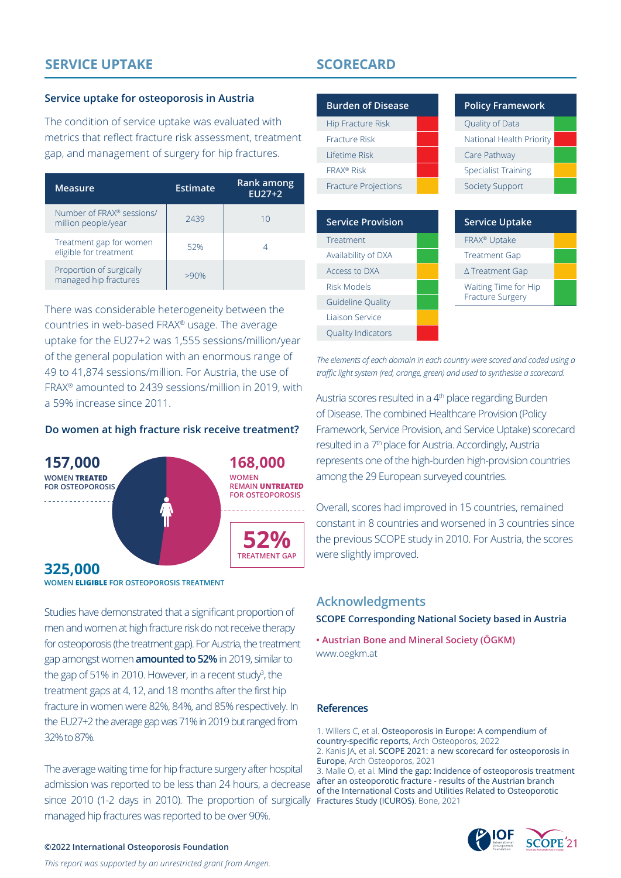## SERVICE UPTAKE

### Service uptake for osteoporosis in Austria

The condition of service uptake was evaluated with metrics that reflect fracture risk assessment, treatment gap, and management of surgery for hip fractures.

| Measure | Estimate | Rank among EU27+2 |
|---|---|---|
| Number of FRAX® sessions/ million people/year | 2439 | 10 |
| Treatment gap for women eligible for treatment | 52% | 4 |
| Proportion of surgically managed hip fractures | >90% | |

There was considerable heterogeneity between the countries in web-based FRAX® usage. The average uptake for the EU27+2 was 1,555 sessions/million/year of the general population with an enormous range of 49 to 41,874 sessions/million. For Austria, the use of FRAX® amounted to 2439 sessions/million in 2019, with a 59% increase since 2011.

### Do women at high fracture risk receive treatment?

**157,000**
WOMEN **TREATED** FOR OSTEOPOROSIS

**168,000**
WOMEN REMAIN **UNTREATED** FOR OSTEOPOROSIS

**52%**
TREATMENT GAP

**325,000**
WOMEN **ELIGIBLE** FOR OSTEOPOROSIS TREATMENT

Studies have demonstrated that a significant proportion of men and women at high fracture risk do not receive therapy for osteoporosis (the treatment gap). For Austria, the treatment gap amongst women **amounted to 52%** in 2019, similar to the gap of 51% in 2010. However, in a recent study[3], the treatment gaps at 4, 12, and 18 months after the first hip fracture in women were 82%, 84%, and 85% respectively. In the EU27+2 the average gap was 71% in 2019 but ranged from 32% to 87%.

The average waiting time for hip fracture surgery after hospital admission was reported to be less than 24 hours, a decrease since 2010 (1-2 days in 2010). The proportion of surgically managed hip fractures was reported to be over 90%.

## SCORECARD

| Burden of Disease | |
|---|---|
| Hip Fracture Risk | red |
| Fracture Risk | red |
| Lifetime Risk | red |
| FRAX® Risk | red |
| Fracture Projections | orange |

| Policy Framework | |
|---|---|
| Quality of Data | green |
| National Health Priority | red |
| Care Pathway | green |
| Specialist Training | orange |
| Society Support | green |

| Service Provision | |
|---|---|
| Treatment | green |
| Availability of DXA | green |
| Access to DXA | orange |
| Risk Models | green |
| Guideline Quality | green |
| Liaison Service | orange |
| Quality Indicators | red |

| Service Uptake | |
|---|---|
| FRAX® Uptake | orange |
| Treatment Gap | green |
| Δ Treatment Gap | orange |
| Waiting Time for Hip Fracture Surgery | green |

*The elements of each domain in each country were scored and coded using a traffic light system (red, orange, green) and used to synthesise a scorecard.*

Austria scores resulted in a 4th place regarding Burden of Disease. The combined Healthcare Provision (Policy Framework, Service Provision, and Service Uptake) scorecard resulted in a 7th place for Austria. Accordingly, Austria represents one of the high-burden high-provision countries among the 29 European surveyed countries.

Overall, scores had improved in 15 countries, remained constant in 8 countries and worsened in 3 countries since the previous SCOPE study in 2010. For Austria, the scores were slightly improved.

## Acknowledgments

**SCOPE Corresponding National Society based in Austria**

**• Austrian Bone and Mineral Society (ÖGKM)**
www.oegkm.at

### References

1. Willers C, et al. Osteoporosis in Europe: A compendium of country-specific reports, Arch Osteoporos, 2022
2. Kanis JA, et al. SCOPE 2021: a new scorecard for osteoporosis in Europe, Arch Osteoporos, 2021
3. Malle O, et al. Mind the gap: Incidence of osteoporosis treatment after an osteoporotic fracture - results of the Austrian branch of the International Costs and Utilities Related to Osteoporotic Fractures Study (ICUROS). Bone, 2021

**©2022 International Osteoporosis Foundation**

*This report was supported by an unrestricted grant from Amgen.*